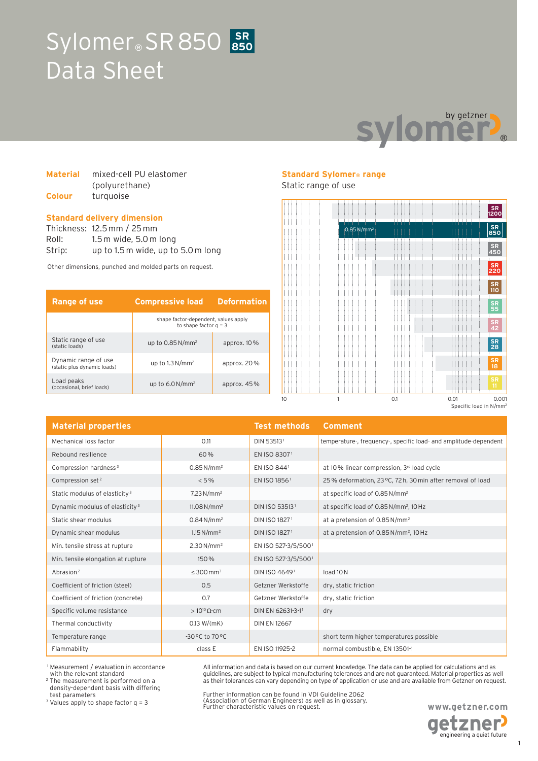# Sylomer® SR 850 Data Sheet

SR 850

sylomer® by getzner

**Material** mixed-cell PU elastomer (polyurethane)
**Colour** turquoise

**Standard delivery dimension**

Thickness: 12.5 mm / 25 mm
Roll: 1.5 m wide, 5.0 m long
Strip: up to 1.5 m wide, up to 5.0 m long

Other dimensions, punched and molded parts on request.

| Range of use | Compressive load | Deformation |
|---|---|---|
| | shape factor-dependent, values apply to shape factor q = 3 | |
| Static range of use (static loads) | up to 0.85 N/mm² | approx. 10 % |
| Dynamic range of use (static plus dynamic loads) | up to 1.3 N/mm² | approx. 20 % |
| Load peaks (occasional, brief loads) | up to 6.0 N/mm² | approx. 45 % |

**Standard Sylomer® range**

Static range of use

0.85 N/mm²

SR 1200
SR 850
SR 450
SR 220
SR 110
SR 55
SR 42
SR 28
SR 18
SR 11

10
1
0.1
0.01
0.001
Specific load in N/mm²

| Material properties | | Test methods | Comment |
|---|---|---|---|
| Mechanical loss factor | 0.11 | DIN 53513 [1] | temperature-, frequency-, specific load- and amplitude-dependent |
| Rebound resilience | 60 % | EN ISO 8307 [1] | |
| Compression hardness [3] | 0.85 N/mm² | EN ISO 844 [1] | at 10 % linear compression, 3rd load cycle |
| Compression set [2] | < 5 % | EN ISO 1856 [1] | 25 % deformation, 23 °C, 72 h, 30 min after removal of load |
| Static modulus of elasticity [3] | 7.23 N/mm² | | at specific load of 0.85 N/mm² |
| Dynamic modulus of elasticity [3] | 11.08 N/mm² | DIN ISO 53513 [1] | at specific load of 0.85 N/mm², 10 Hz |
| Static shear modulus | 0.84 N/mm² | DIN ISO 1827 [1] | at a pretension of 0.85 N/mm² |
| Dynamic shear modulus | 1.15 N/mm² | DIN ISO 1827 [1] | at a pretension of 0.85 N/mm², 10 Hz |
| Min. tensile stress at rupture | 2.30 N/mm² | EN ISO 527-3/5/500 [1] | |
| Min. tensile elongation at rupture | 150 % | EN ISO 527-3/5/500 [1] | |
| Abrasion [2] | ≤ 300 mm³ | DIN ISO 4649 [1] | load 10 N |
| Coefficient of friction (steel) | 0.5 | Getzner Werkstoffe | dry, static friction |
| Coefficient of friction (concrete) | 0.7 | Getzner Werkstoffe | dry, static friction |
| Specific volume resistance | > $10^{10}$ Ω·cm | DIN EN 62631-3-1 [1] | dry |
| Thermal conductivity | 0.13 W/(mK) | DIN EN 12667 | |
| Temperature range | -30 °C to 70 °C | | short term higher temperatures possible |
| Flammability | class E | EN ISO 11925-2 | normal combustible, EN 13501-1 |

[1] Measurement / evaluation in accordance with the relevant standard
[2] The measurement is performed on a density-dependent basis with differing test parameters
[3] Values apply to shape factor q = 3

All information and data is based on our current knowledge. The data can be applied for calculations and as guidelines, are subject to typical manufacturing tolerances and are not guaranteed. Material properties as well as their tolerances can vary depending on type of application or use and are available from Getzner on request.

Further information can be found in VDI Guideline 2062 (Association of German Engineers) as well as in glossary.
Further characteristic values on request.

www.getzner.com

getzner engineering a quiet future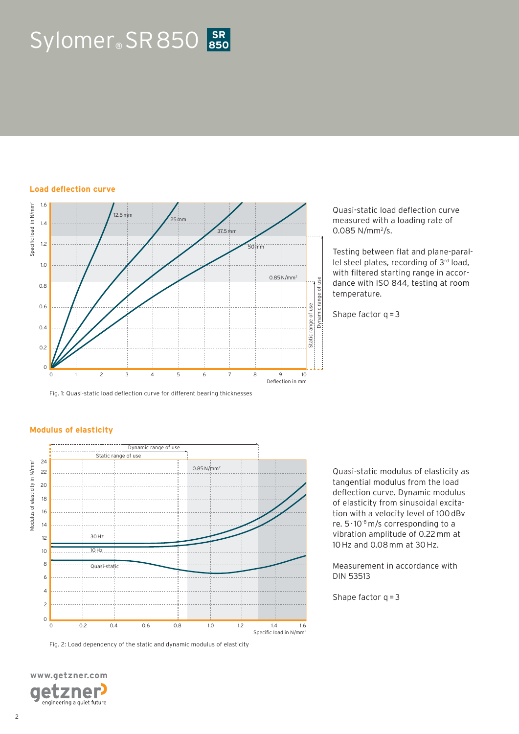# Sylomer® SR 850

## Load deflection curve

Specific load in N/mm²

1.6
1.4
1.2
1.0
0.8
0.6
0.4
0.2
0

12.5 mm
25 mm
37.5 mm
50 mm
0.85 N/mm²

Static range of use
Dynamic range of use

0 1 2 3 4 5 6 7 8 9 10
Deflection in mm

Fig. 1: Quasi-static load deflection curve for different bearing thicknesses

Quasi-static load deflection curve measured with a loading rate of 0.085 N/mm²/s.

Testing between flat and plane-parallel steel plates, recording of 3rd load, with filtered starting range in accordance with ISO 844, testing at room temperature.

Shape factor q = 3

## Modulus of elasticity

Dynamic range of use
Static range of use

Modulus of elasticity in N/mm²

24
22
20
18
16
14
12
10
8
6
4
2
0

0.85 N/mm²
30 Hz
10 Hz
Quasi-static

0 0.2 0.4 0.6 0.8 1.0 1.2 1.4 1.6
Specific load in N/mm²

Fig. 2: Load dependency of the static and dynamic modulus of elasticity

Quasi-static modulus of elasticity as tangential modulus from the load deflection curve. Dynamic modulus of elasticity from sinusoidal excitation with a velocity level of 100 dBv re. $5 \cdot 10^{-8}$ m/s corresponding to a vibration amplitude of 0.22 mm at 10 Hz and 0.08 mm at 30 Hz.

Measurement in accordance with DIN 53513

Shape factor q = 3

www.getzner.com

getzner
engineering a quiet future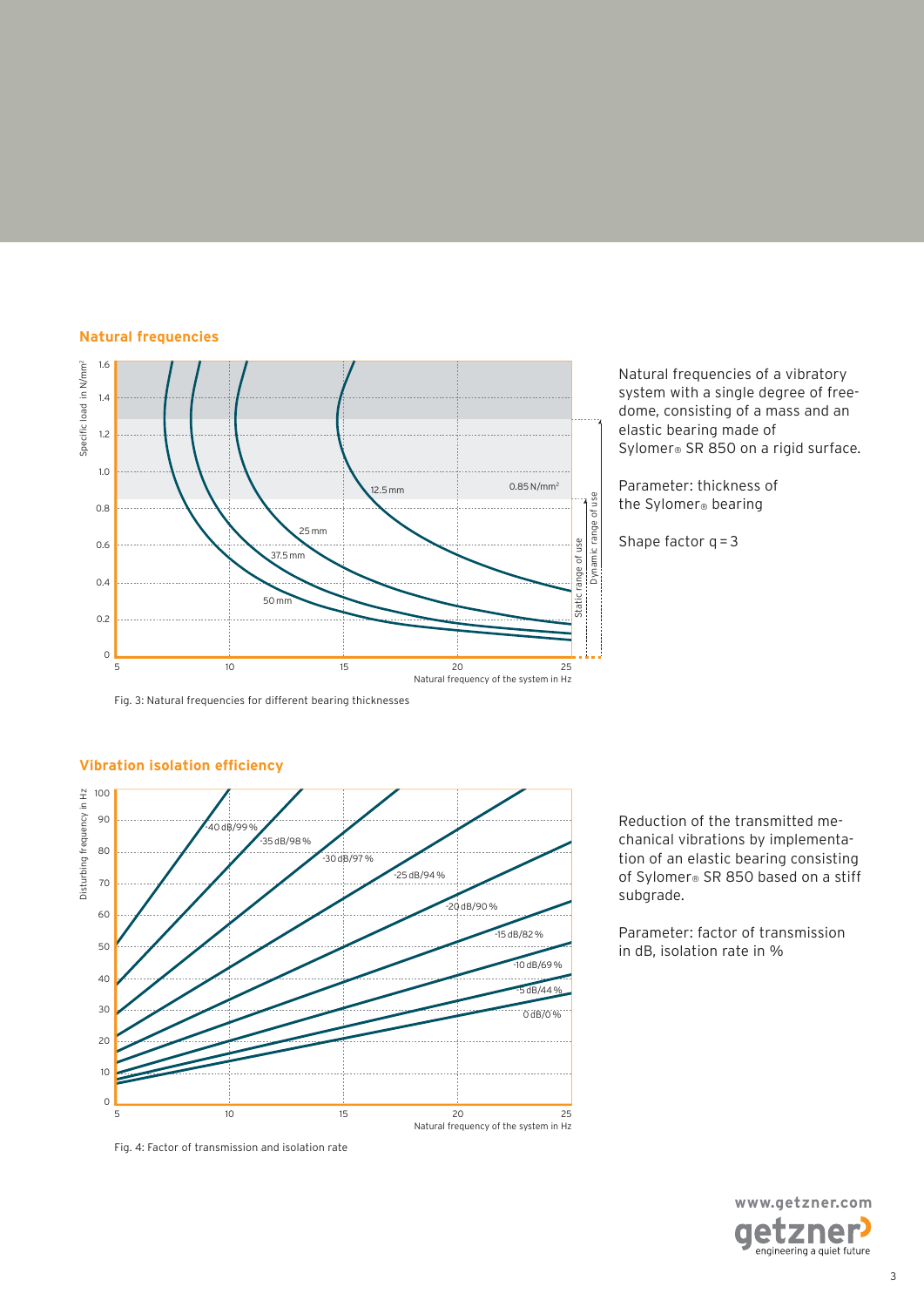## Natural frequencies

Specific load in N/mm²

1.6
1.4
1.2
1.0
0.8
0.6
0.4
0.2
0

5
10
15
20
25

Natural frequency of the system in Hz

12.5 mm
25 mm
37.5 mm
50 mm
0.85 N/mm²

Static range of use
Dynamic range of use

Fig. 3: Natural frequencies for different bearing thicknesses

Natural frequencies of a vibratory system with a single degree of freedome, consisting of a mass and an elastic bearing made of Sylomer® SR 850 on a rigid surface.

Parameter: thickness of the Sylomer® bearing

Shape factor q = 3

## Vibration isolation efficiency

Disturbing frequency in Hz

100
90
80
70
60
50
40
30
20
10
0

5
10
15
20
25

Natural frequency of the system in Hz

-40 dB/99 %
-35 dB/98 %
-30 dB/97 %
-25 dB/94 %
-20 dB/90 %
-15 dB/82 %
-10 dB/69 %
-5 dB/44 %
0 dB/0 %

Fig. 4: Factor of transmission and isolation rate

Reduction of the transmitted mechanical vibrations by implementation of an elastic bearing consisting of Sylomer® SR 850 based on a stiff subgrade.

Parameter: factor of transmission in dB, isolation rate in %

www.getzner.com

getzner engineering a quiet future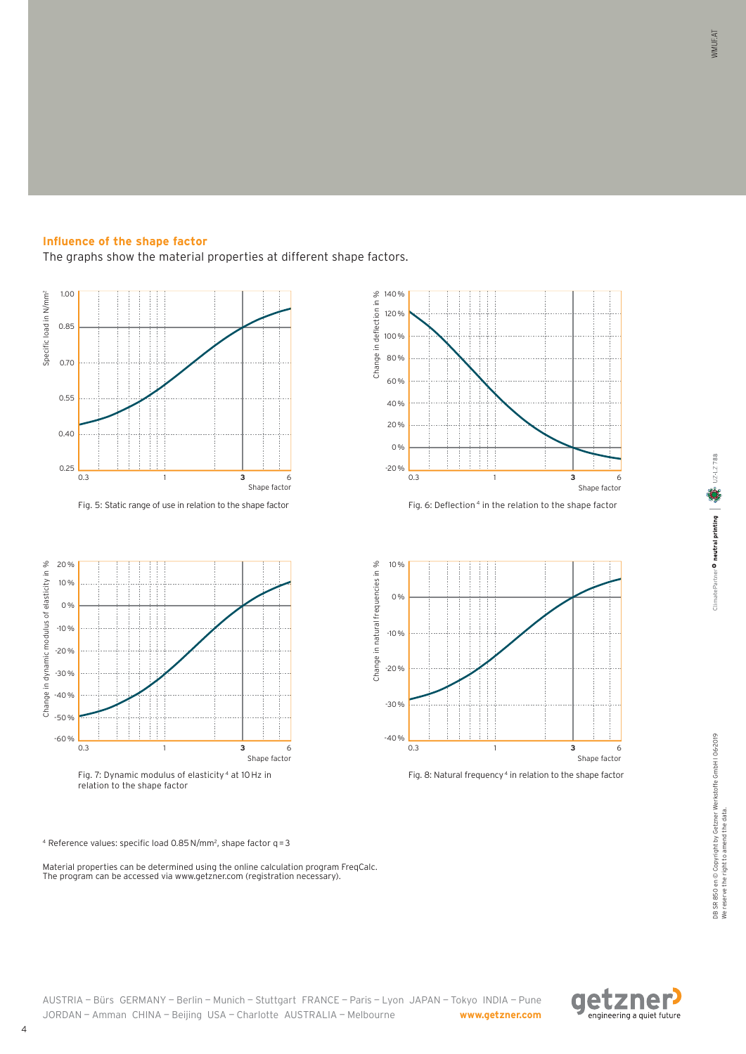## Influence of the shape factor

The graphs show the material properties at different shape factors.

Specific load in N/mm²

1.00
0.85
0.70
0.55
0.40
0.25

0.3
1
3
6
Shape factor

Fig. 5: Static range of use in relation to the shape factor

Change in deflection in %

140 %
120 %
100 %
80 %
60 %
40 %
20 %
0 %
-20 %

0.3
1
3
6
Shape factor

Fig. 6: Deflection[4] in the relation to the shape factor

Change in dynamic modulus of elasticity in %

20 %
10 %
0 %
-10 %
-20 %
-30 %
-40 %
-50 %
-60 %

0.3
1
3
6
Shape factor

Fig. 7: Dynamic modulus of elasticity[4] at 10 Hz in relation to the shape factor

Change in natural frequencies in %

10 %
0 %
-10 %
-20 %
-30 %
-40 %

0.3
1
3
6
Shape factor

Fig. 8: Natural frequency[4] in relation to the shape factor

[4] Reference values: specific load 0.85 N/mm², shape factor q = 3

Material properties can be determined using the online calculation program FreqCalc.
The program can be accessed via www.getzner.com (registration necessary).

AUSTRIA – Bürs GERMANY – Berlin – Munich – Stuttgart FRANCE – Paris – Lyon JAPAN – Tokyo INDIA – Pune
JORDAN – Amman CHINA – Beijing USA – Charlotte AUSTRALIA – Melbourne **www.getzner.com**

getzner engineering a quiet future

DB SR 850 en © Copyright by Getzner Werkstoffe GmbH I 06-2019
We reserve the right to amend the data.